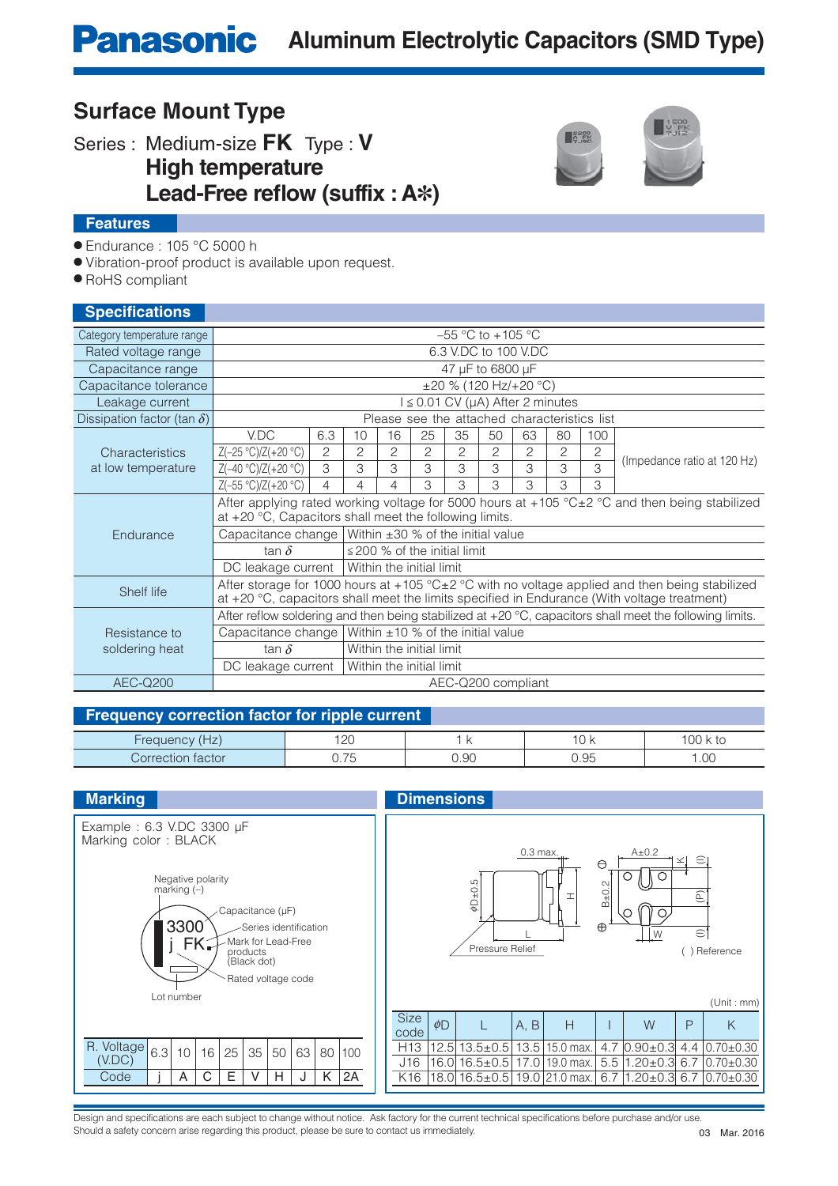# Panasonic Aluminum Electrolytic Capacitors (SMD Type)

## Surface Mount Type

Series : Medium-size **FK** Type : **V**
**High temperature**
**Lead-Free reflow (suffix : A✻)**

### Features

- Endurance : 105 °C 5000 h
- Vibration-proof product is available upon request.
- RoHS compliant

### Specifications

| Category temperature range | –55 °C to +105 °C | | | | | | | | | | |
|---|---|---|---|---|---|---|---|---|---|---|---|
| Rated voltage range | 6.3 V.DC to 100 V.DC | | | | | | | | | | |
| Capacitance range | 47 μF to 6800 μF | | | | | | | | | | |
| Capacitance tolerance | ±20 % (120 Hz/+20 °C) | | | | | | | | | | |
| Leakage current | I ≤ 0.01 CV (μA) After 2 minutes | | | | | | | | | | |
| Dissipation factor (tan $\delta$) | Please see the attached characteristics list | | | | | | | | | | |
| Characteristics at low temperature | V.DC | 6.3 | 10 | 16 | 25 | 35 | 50 | 63 | 80 | 100 | (Impedance ratio at 120 Hz) |
| | Z(–25 °C)/Z(+20 °C) | 2 | 2 | 2 | 2 | 2 | 2 | 2 | 2 | 2 | |
| | Z(–40 °C)/Z(+20 °C) | 3 | 3 | 3 | 3 | 3 | 3 | 3 | 3 | 3 | |
| | Z(–55 °C)/Z(+20 °C) | 4 | 4 | 4 | 3 | 3 | 3 | 3 | 3 | 3 | |
| Endurance | After applying rated working voltage for 5000 hours at +105 °C±2 °C and then being stabilized at +20 °C, Capacitors shall meet the following limits. | | | | | | | | | | |
| | Capacitance change | Within ±30 % of the initial value | | | | | | | | | |
| | tan $\delta$ | ≤ 200 % of the initial limit | | | | | | | | | |
| | DC leakage current | Within the initial limit | | | | | | | | | |
| Shelf life | After storage for 1000 hours at +105 °C±2 °C with no voltage applied and then being stabilized at +20 °C, capacitors shall meet the limits specified in Endurance (With voltage treatment) | | | | | | | | | | |
| Resistance to soldering heat | After reflow soldering and then being stabilized at +20 °C, capacitors shall meet the following limits. | | | | | | | | | | |
| | Capacitance change | Within ±10 % of the initial value | | | | | | | | | |
| | tan $\delta$ | Within the initial limit | | | | | | | | | |
| | DC leakage current | Within the initial limit | | | | | | | | | |
| AEC-Q200 | AEC-Q200 compliant | | | | | | | | | | |

### Frequency correction factor for ripple current

| Frequency (Hz) | 120 | 1 k | 10 k | 100 k to |
|---|---|---|---|---|
| Correction factor | 0.75 | 0.90 | 0.95 | 1.00 |

### Marking

Example : 6.3 V.DC 3300 μF
Marking color : BLACK

Negative polarity marking (–)
Capacitance (μF)
Series identification
Mark for Lead-Free products (Black dot)
Rated voltage code
Lot number

3300
j FK

| R. Voltage (V.DC) | 6.3 | 10 | 16 | 25 | 35 | 50 | 63 | 80 | 100 |
|---|---|---|---|---|---|---|---|---|---|
| Code | j | A | C | E | V | H | J | K | 2A |

### Dimensions

0.3 max.
A±0.2
$\phi$D±0.5
H
L
B±0.2
K
(l)
(P)
(l)
W
Pressure Relief
( ) Reference

(Unit : mm)

| Size code | $\phi$D | L | A, B | H | l | W | P | K |
|---|---|---|---|---|---|---|---|---|
| H13 | 12.5 | 13.5±0.5 | 13.5 | 15.0 max. | 4.7 | 0.90±0.3 | 4.4 | 0.70±0.30 |
| J16 | 16.0 | 16.5±0.5 | 17.0 | 19.0 max. | 5.5 | 1.20±0.3 | 6.7 | 0.70±0.30 |
| K16 | 18.0 | 16.5±0.5 | 19.0 | 21.0 max. | 6.7 | 1.20±0.3 | 6.7 | 0.70±0.30 |

Design and specifications are each subject to change without notice. Ask factory for the current technical specifications before purchase and/or use.
Should a safety concern arise regarding this product, please be sure to contact us immediately.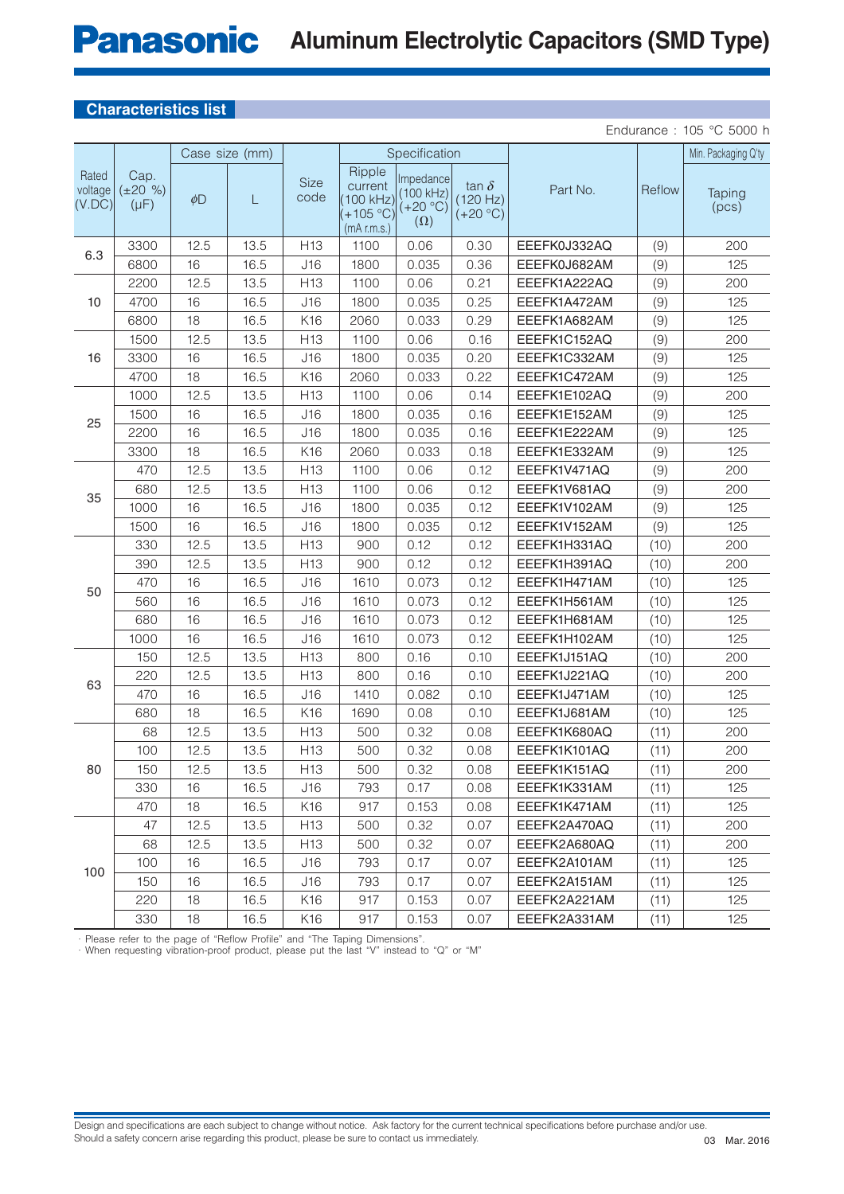## Characteristics list

Endurance : 105 °C 5000 h

| Rated voltage (V.DC) | Cap. (±20 %) (μF) | Case size (mm) | | Size code | Specification | | | Part No. | Reflow | Min. Packaging Q'ty |
|---|---|---|---|---|---|---|---|---|---|---|
| | | ϕD | L | | Ripple current (100 kHz) (+105 °C) (mA r.m.s.) | Impedance (100 kHz) (+20 °C) (Ω) | tan δ (120 Hz) (+20 °C) | | | Taping (pcs) |
| 6.3 | 3300 | 12.5 | 13.5 | H13 | 1100 | 0.06 | 0.30 | EEEFK0J332AQ | (9) | 200 |
| | 6800 | 16 | 16.5 | J16 | 1800 | 0.035 | 0.36 | EEEFK0J682AM | (9) | 125 |
| 10 | 2200 | 12.5 | 13.5 | H13 | 1100 | 0.06 | 0.21 | EEEFK1A222AQ | (9) | 200 |
| | 4700 | 16 | 16.5 | J16 | 1800 | 0.035 | 0.25 | EEEFK1A472AM | (9) | 125 |
| | 6800 | 18 | 16.5 | K16 | 2060 | 0.033 | 0.29 | EEEFK1A682AM | (9) | 125 |
| 16 | 1500 | 12.5 | 13.5 | H13 | 1100 | 0.06 | 0.16 | EEEFK1C152AQ | (9) | 200 |
| | 3300 | 16 | 16.5 | J16 | 1800 | 0.035 | 0.20 | EEEFK1C332AM | (9) | 125 |
| | 4700 | 18 | 16.5 | K16 | 2060 | 0.033 | 0.22 | EEEFK1C472AM | (9) | 125 |
| 25 | 1000 | 12.5 | 13.5 | H13 | 1100 | 0.06 | 0.14 | EEEFK1E102AQ | (9) | 200 |
| | 1500 | 16 | 16.5 | J16 | 1800 | 0.035 | 0.16 | EEEFK1E152AM | (9) | 125 |
| | 2200 | 16 | 16.5 | J16 | 1800 | 0.035 | 0.16 | EEEFK1E222AM | (9) | 125 |
| | 3300 | 18 | 16.5 | K16 | 2060 | 0.033 | 0.18 | EEEFK1E332AM | (9) | 125 |
| 35 | 470 | 12.5 | 13.5 | H13 | 1100 | 0.06 | 0.12 | EEEFK1V471AQ | (9) | 200 |
| | 680 | 12.5 | 13.5 | H13 | 1100 | 0.06 | 0.12 | EEEFK1V681AQ | (9) | 200 |
| | 1000 | 16 | 16.5 | J16 | 1800 | 0.035 | 0.12 | EEEFK1V102AM | (9) | 125 |
| | 1500 | 16 | 16.5 | J16 | 1800 | 0.035 | 0.12 | EEEFK1V152AM | (9) | 125 |
| 50 | 330 | 12.5 | 13.5 | H13 | 900 | 0.12 | 0.12 | EEEFK1H331AQ | (10) | 200 |
| | 390 | 12.5 | 13.5 | H13 | 900 | 0.12 | 0.12 | EEEFK1H391AQ | (10) | 200 |
| | 470 | 16 | 16.5 | J16 | 1610 | 0.073 | 0.12 | EEEFK1H471AM | (10) | 125 |
| | 560 | 16 | 16.5 | J16 | 1610 | 0.073 | 0.12 | EEEFK1H561AM | (10) | 125 |
| | 680 | 16 | 16.5 | J16 | 1610 | 0.073 | 0.12 | EEEFK1H681AM | (10) | 125 |
| | 1000 | 16 | 16.5 | J16 | 1610 | 0.073 | 0.12 | EEEFK1H102AM | (10) | 125 |
| 63 | 150 | 12.5 | 13.5 | H13 | 800 | 0.16 | 0.10 | EEEFK1J151AQ | (10) | 200 |
| | 220 | 12.5 | 13.5 | H13 | 800 | 0.16 | 0.10 | EEEFK1J221AQ | (10) | 200 |
| | 470 | 16 | 16.5 | J16 | 1410 | 0.082 | 0.10 | EEEFK1J471AM | (10) | 125 |
| | 680 | 18 | 16.5 | K16 | 1690 | 0.08 | 0.10 | EEEFK1J681AM | (10) | 125 |
| 80 | 68 | 12.5 | 13.5 | H13 | 500 | 0.32 | 0.08 | EEEFK1K680AQ | (11) | 200 |
| | 100 | 12.5 | 13.5 | H13 | 500 | 0.32 | 0.08 | EEEFK1K101AQ | (11) | 200 |
| | 150 | 12.5 | 13.5 | H13 | 500 | 0.32 | 0.08 | EEEFK1K151AQ | (11) | 200 |
| | 330 | 16 | 16.5 | J16 | 793 | 0.17 | 0.08 | EEEFK1K331AM | (11) | 125 |
| | 470 | 18 | 16.5 | K16 | 917 | 0.153 | 0.08 | EEEFK1K471AM | (11) | 125 |
| 100 | 47 | 12.5 | 13.5 | H13 | 500 | 0.32 | 0.07 | EEEFK2A470AQ | (11) | 200 |
| | 68 | 12.5 | 13.5 | H13 | 500 | 0.32 | 0.07 | EEEFK2A680AQ | (11) | 200 |
| | 100 | 16 | 16.5 | J16 | 793 | 0.17 | 0.07 | EEEFK2A101AM | (11) | 125 |
| | 150 | 16 | 16.5 | J16 | 793 | 0.17 | 0.07 | EEEFK2A151AM | (11) | 125 |
| | 220 | 18 | 16.5 | K16 | 917 | 0.153 | 0.07 | EEEFK2A221AM | (11) | 125 |
| | 330 | 18 | 16.5 | K16 | 917 | 0.153 | 0.07 | EEEFK2A331AM | (11) | 125 |

· Please refer to the page of "Reflow Profile" and "The Taping Dimensions".
· When requesting vibration-proof product, please put the last "V" instead to "Q" or "M"

Design and specifications are each subject to change without notice. Ask factory for the current technical specifications before purchase and/or use.
Should a safety concern arise regarding this product, please be sure to contact us immediately.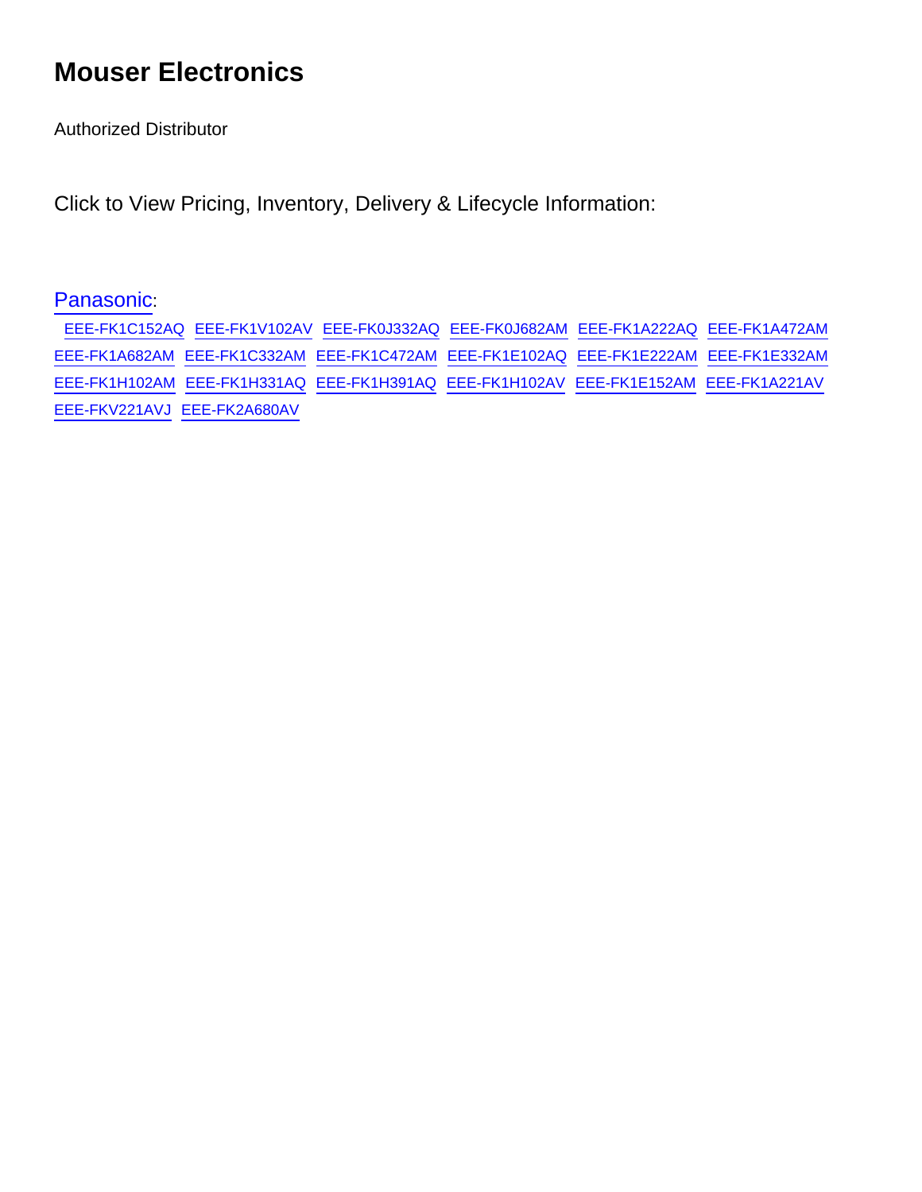# Mouser Electronics

Authorized Distributor

Click to View Pricing, Inventory, Delivery & Lifecycle Information:

Panasonic:

EEE-FK1C152AQ EEE-FK1V102AV EEE-FK0J332AQ EEE-FK0J682AM EEE-FK1A222AQ EEE-FK1A472AM EEE-FK1A682AM EEE-FK1C332AM EEE-FK1C472AM EEE-FK1E102AQ EEE-FK1E222AM EEE-FK1E332AM EEE-FK1H102AM EEE-FK1H331AQ EEE-FK1H391AQ EEE-FK1H102AV EEE-FK1E152AM EEE-FK1A221AV EEE-FKV221AVJ EEE-FK2A680AV